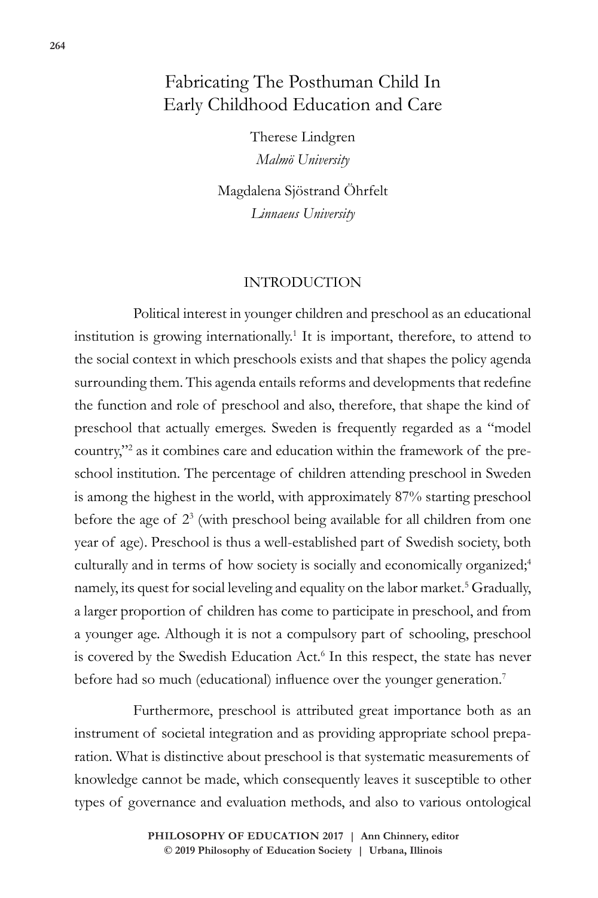# Fabricating The Posthuman Child In Early Childhood Education and Care

Therese Lindgren
*Malmö University*

Magdalena Sjöstrand Öhrfelt
*Linnaeus University*

## INTRODUCTION

Political interest in younger children and preschool as an educational institution is growing internationally.[1] It is important, therefore, to attend to the social context in which preschools exists and that shapes the policy agenda surrounding them. This agenda entails reforms and developments that redefine the function and role of preschool and also, therefore, that shape the kind of preschool that actually emerges. Sweden is frequently regarded as a "model country,"[2] as it combines care and education within the framework of the preschool institution. The percentage of children attending preschool in Sweden is among the highest in the world, with approximately 87% starting preschool before the age of 2[3] (with preschool being available for all children from one year of age). Preschool is thus a well-established part of Swedish society, both culturally and in terms of how society is socially and economically organized;[4] namely, its quest for social leveling and equality on the labor market.[5] Gradually, a larger proportion of children has come to participate in preschool, and from a younger age. Although it is not a compulsory part of schooling, preschool is covered by the Swedish Education Act.[6] In this respect, the state has never before had so much (educational) influence over the younger generation.[7]

Furthermore, preschool is attributed great importance both as an instrument of societal integration and as providing appropriate school preparation. What is distinctive about preschool is that systematic measurements of knowledge cannot be made, which consequently leaves it susceptible to other types of governance and evaluation methods, and also to various ontological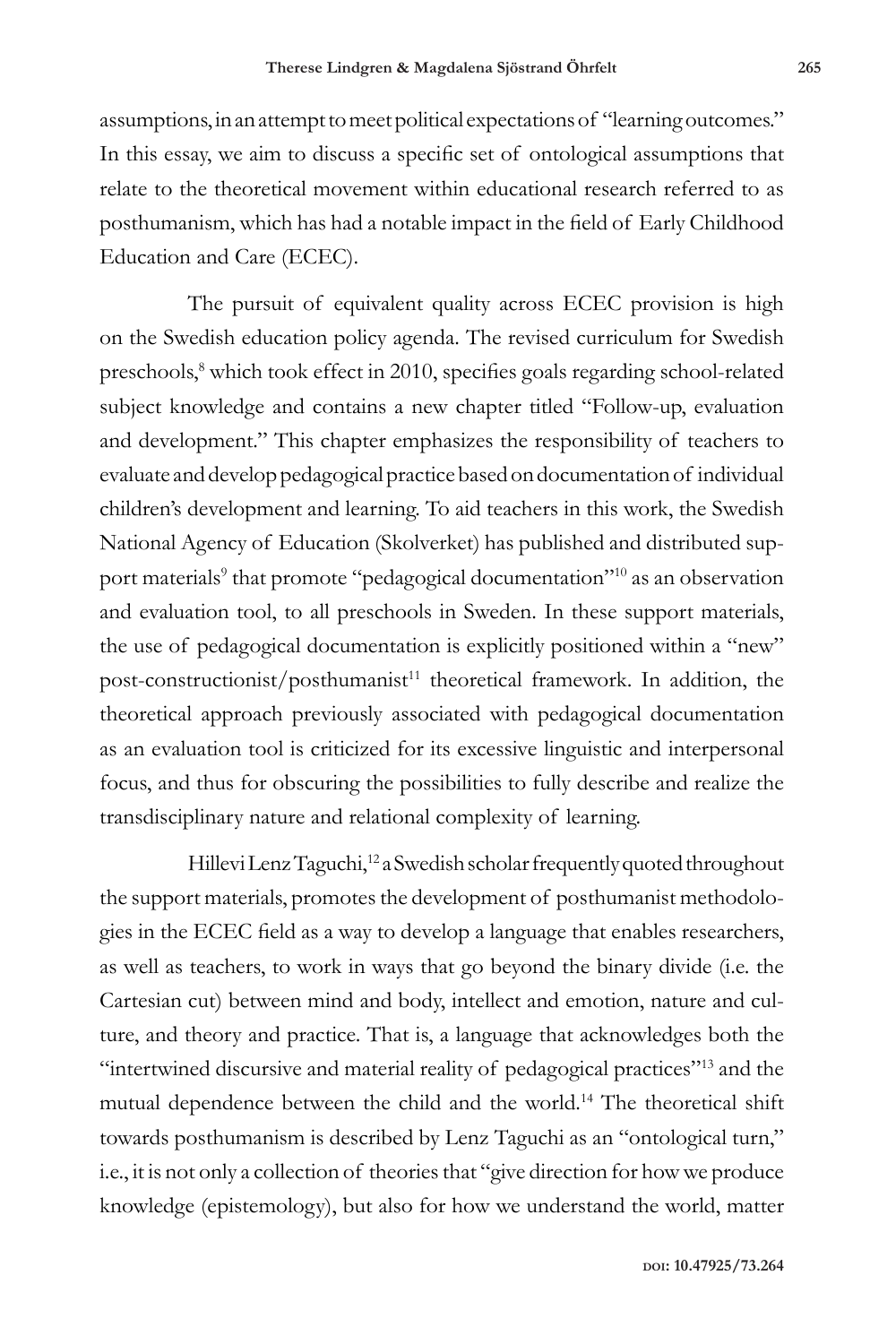assumptions, in an attempt to meet political expectations of "learning outcomes." In this essay, we aim to discuss a specific set of ontological assumptions that relate to the theoretical movement within educational research referred to as posthumanism, which has had a notable impact in the field of Early Childhood Education and Care (ECEC).

The pursuit of equivalent quality across ECEC provision is high on the Swedish education policy agenda. The revised curriculum for Swedish preschools,[8] which took effect in 2010, specifies goals regarding school-related subject knowledge and contains a new chapter titled "Follow-up, evaluation and development." This chapter emphasizes the responsibility of teachers to evaluate and develop pedagogical practice based on documentation of individual children's development and learning. To aid teachers in this work, the Swedish National Agency of Education (Skolverket) has published and distributed support materials[9] that promote "pedagogical documentation"[10] as an observation and evaluation tool, to all preschools in Sweden. In these support materials, the use of pedagogical documentation is explicitly positioned within a "new" post-constructionist/posthumanist[11] theoretical framework. In addition, the theoretical approach previously associated with pedagogical documentation as an evaluation tool is criticized for its excessive linguistic and interpersonal focus, and thus for obscuring the possibilities to fully describe and realize the transdisciplinary nature and relational complexity of learning.

Hillevi Lenz Taguchi,[12] a Swedish scholar frequently quoted throughout the support materials, promotes the development of posthumanist methodologies in the ECEC field as a way to develop a language that enables researchers, as well as teachers, to work in ways that go beyond the binary divide (i.e. the Cartesian cut) between mind and body, intellect and emotion, nature and culture, and theory and practice. That is, a language that acknowledges both the "intertwined discursive and material reality of pedagogical practices"[13] and the mutual dependence between the child and the world.[14] The theoretical shift towards posthumanism is described by Lenz Taguchi as an "ontological turn," i.e., it is not only a collection of theories that "give direction for how we produce knowledge (epistemology), but also for how we understand the world, matter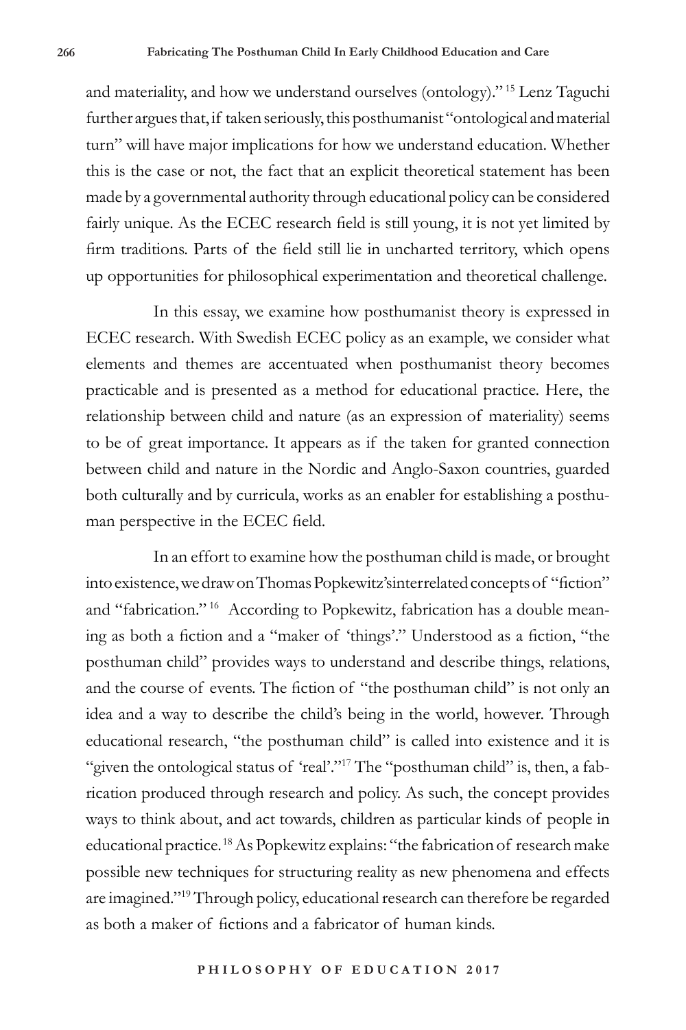and materiality, and how we understand ourselves (ontology)."[15] Lenz Taguchi further argues that, if taken seriously, this posthumanist "ontological and material turn" will have major implications for how we understand education. Whether this is the case or not, the fact that an explicit theoretical statement has been made by a governmental authority through educational policy can be considered fairly unique. As the ECEC research field is still young, it is not yet limited by firm traditions. Parts of the field still lie in uncharted territory, which opens up opportunities for philosophical experimentation and theoretical challenge.

In this essay, we examine how posthumanist theory is expressed in ECEC research. With Swedish ECEC policy as an example, we consider what elements and themes are accentuated when posthumanist theory becomes practicable and is presented as a method for educational practice. Here, the relationship between child and nature (as an expression of materiality) seems to be of great importance. It appears as if the taken for granted connection between child and nature in the Nordic and Anglo-Saxon countries, guarded both culturally and by curricula, works as an enabler for establishing a posthuman perspective in the ECEC field.

In an effort to examine how the posthuman child is made, or brought into existence, we draw on Thomas Popkewitz'sinterrelated concepts of "fiction" and "fabrication."[16] According to Popkewitz, fabrication has a double meaning as both a fiction and a "maker of 'things'." Understood as a fiction, "the posthuman child" provides ways to understand and describe things, relations, and the course of events. The fiction of "the posthuman child" is not only an idea and a way to describe the child's being in the world, however. Through educational research, "the posthuman child" is called into existence and it is "given the ontological status of 'real'."[17] The "posthuman child" is, then, a fabrication produced through research and policy. As such, the concept provides ways to think about, and act towards, children as particular kinds of people in educational practice.[18] As Popkewitz explains: "the fabrication of research make possible new techniques for structuring reality as new phenomena and effects are imagined."[19] Through policy, educational research can therefore be regarded as both a maker of fictions and a fabricator of human kinds.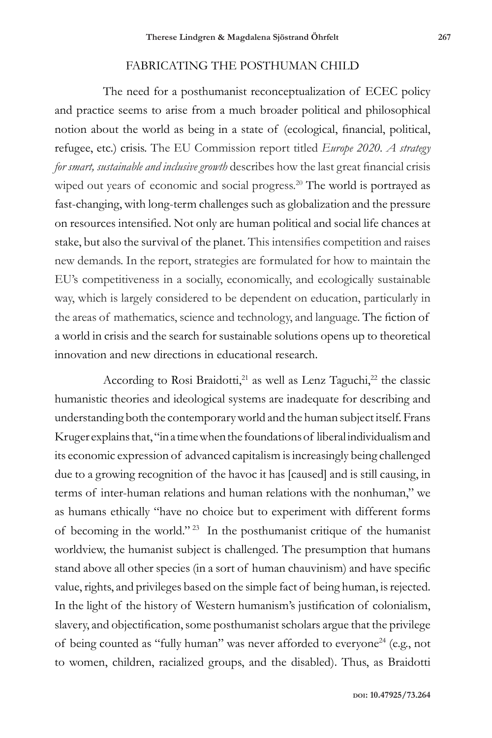## FABRICATING THE POSTHUMAN CHILD

The need for a posthumanist reconceptualization of ECEC policy and practice seems to arise from a much broader political and philosophical notion about the world as being in a state of (ecological, financial, political, refugee, etc.) crisis. The EU Commission report titled *Europe 2020. A strategy for smart, sustainable and inclusive growth* describes how the last great financial crisis wiped out years of economic and social progress.[20] The world is portrayed as fast-changing, with long-term challenges such as globalization and the pressure on resources intensified. Not only are human political and social life chances at stake, but also the survival of the planet. This intensifies competition and raises new demands. In the report, strategies are formulated for how to maintain the EU's competitiveness in a socially, economically, and ecologically sustainable way, which is largely considered to be dependent on education, particularly in the areas of mathematics, science and technology, and language. The fiction of a world in crisis and the search for sustainable solutions opens up to theoretical innovation and new directions in educational research.

According to Rosi Braidotti,[21] as well as Lenz Taguchi,[22] the classic humanistic theories and ideological systems are inadequate for describing and understanding both the contemporary world and the human subject itself. Frans Kruger explains that, "in a time when the foundations of liberal individualism and its economic expression of advanced capitalism is increasingly being challenged due to a growing recognition of the havoc it has [caused] and is still causing, in terms of inter-human relations and human relations with the nonhuman," we as humans ethically "have no choice but to experiment with different forms of becoming in the world."[23] In the posthumanist critique of the humanist worldview, the humanist subject is challenged. The presumption that humans stand above all other species (in a sort of human chauvinism) and have specific value, rights, and privileges based on the simple fact of being human, is rejected. In the light of the history of Western humanism's justification of colonialism, slavery, and objectification, some posthumanist scholars argue that the privilege of being counted as "fully human" was never afforded to everyone[24] (e.g., not to women, children, racialized groups, and the disabled). Thus, as Braidotti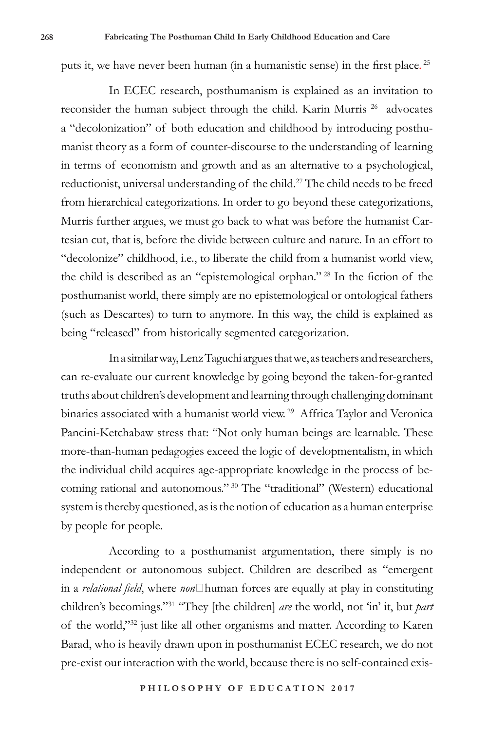puts it, we have never been human (in a humanistic sense) in the first place.[25]

In ECEC research, posthumanism is explained as an invitation to reconsider the human subject through the child. Karin Murris[26] advocates a "decolonization" of both education and childhood by introducing posthumanist theory as a form of counter-discourse to the understanding of learning in terms of economism and growth and as an alternative to a psychological, reductionist, universal understanding of the child.[27] The child needs to be freed from hierarchical categorizations. In order to go beyond these categorizations, Murris further argues, we must go back to what was before the humanist Cartesian cut, that is, before the divide between culture and nature. In an effort to "decolonize" childhood, i.e., to liberate the child from a humanist world view, the child is described as an "epistemological orphan."[28] In the fiction of the posthumanist world, there simply are no epistemological or ontological fathers (such as Descartes) to turn to anymore. In this way, the child is explained as being "released" from historically segmented categorization.

In a similar way, Lenz Taguchi argues that we, as teachers and researchers, can re-evaluate our current knowledge by going beyond the taken-for-granted truths about children's development and learning through challenging dominant binaries associated with a humanist world view.[29] Affrica Taylor and Veronica Pancini-Ketchabaw stress that: "Not only human beings are learnable. These more-than-human pedagogies exceed the logic of developmentalism, in which the individual child acquires age-appropriate knowledge in the process of becoming rational and autonomous."[30] The "traditional" (Western) educational system is thereby questioned, as is the notion of education as a human enterprise by people for people.

According to a posthumanist argumentation, there simply is no independent or autonomous subject. Children are described as "emergent in a *relational field*, where *non*human forces are equally at play in constituting children's becomings."[31] "They [the children] *are* the world, not 'in' it, but *part* of the world,"[32] just like all other organisms and matter. According to Karen Barad, who is heavily drawn upon in posthumanist ECEC research, we do not pre-exist our interaction with the world, because there is no self-contained exis-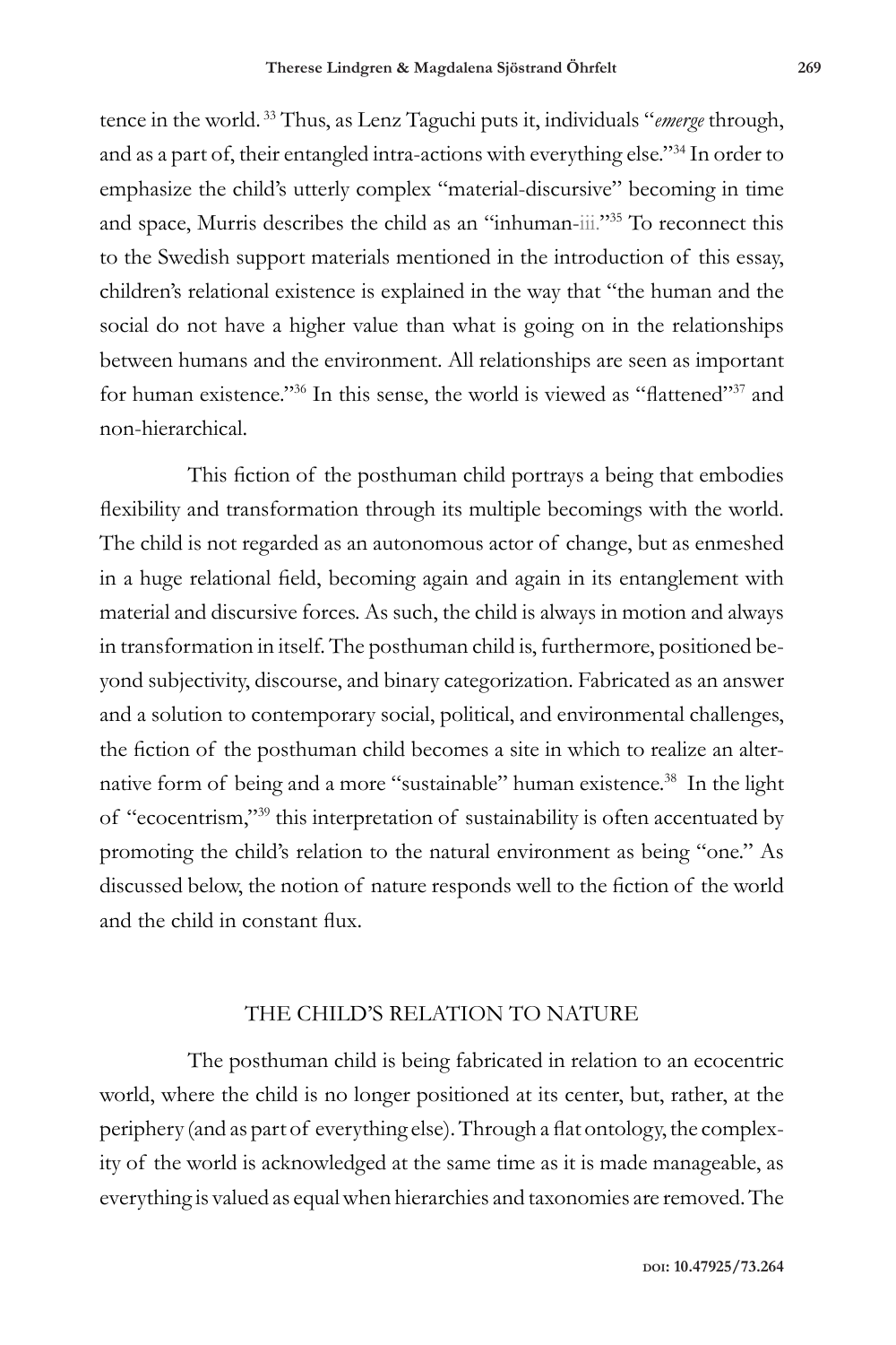tence in the world.[33] Thus, as Lenz Taguchi puts it, individuals "*emerge* through, and as a part of, their entangled intra-actions with everything else."[34] In order to emphasize the child's utterly complex "material-discursive" becoming in time and space, Murris describes the child as an "inhuman-iii."[35] To reconnect this to the Swedish support materials mentioned in the introduction of this essay, children's relational existence is explained in the way that "the human and the social do not have a higher value than what is going on in the relationships between humans and the environment. All relationships are seen as important for human existence."[36] In this sense, the world is viewed as "flattened"[37] and non-hierarchical.

This fiction of the posthuman child portrays a being that embodies flexibility and transformation through its multiple becomings with the world. The child is not regarded as an autonomous actor of change, but as enmeshed in a huge relational field, becoming again and again in its entanglement with material and discursive forces. As such, the child is always in motion and always in transformation in itself. The posthuman child is, furthermore, positioned beyond subjectivity, discourse, and binary categorization. Fabricated as an answer and a solution to contemporary social, political, and environmental challenges, the fiction of the posthuman child becomes a site in which to realize an alternative form of being and a more "sustainable" human existence.[38] In the light of "ecocentrism,"[39] this interpretation of sustainability is often accentuated by promoting the child's relation to the natural environment as being "one." As discussed below, the notion of nature responds well to the fiction of the world and the child in constant flux.

## THE CHILD'S RELATION TO NATURE

The posthuman child is being fabricated in relation to an ecocentric world, where the child is no longer positioned at its center, but, rather, at the periphery (and as part of everything else). Through a flat ontology, the complexity of the world is acknowledged at the same time as it is made manageable, as everything is valued as equal when hierarchies and taxonomies are removed. The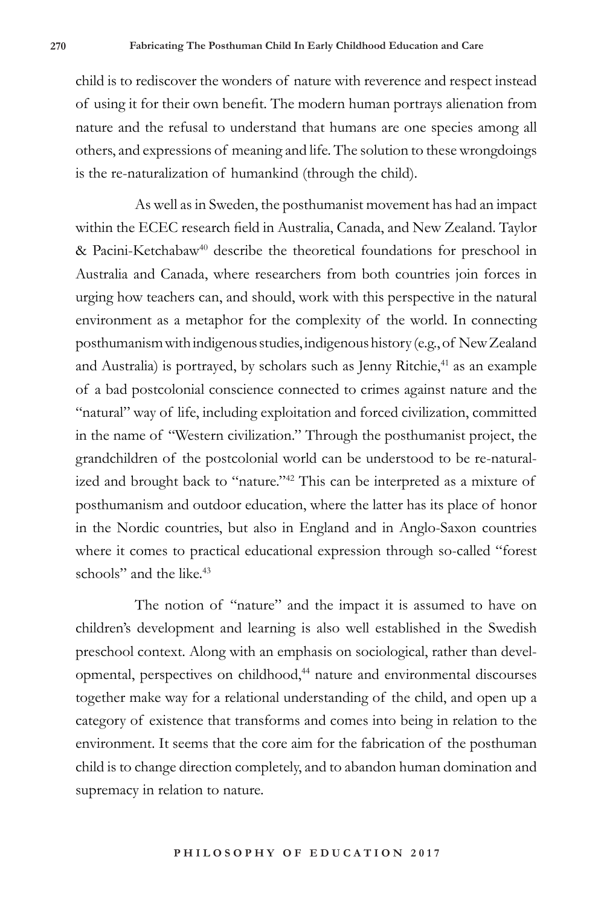child is to rediscover the wonders of nature with reverence and respect instead of using it for their own benefit. The modern human portrays alienation from nature and the refusal to understand that humans are one species among all others, and expressions of meaning and life. The solution to these wrongdoings is the re-naturalization of humankind (through the child).

As well as in Sweden, the posthumanist movement has had an impact within the ECEC research field in Australia, Canada, and New Zealand. Taylor & Pacini-Ketchabaw[40] describe the theoretical foundations for preschool in Australia and Canada, where researchers from both countries join forces in urging how teachers can, and should, work with this perspective in the natural environment as a metaphor for the complexity of the world. In connecting posthumanism with indigenous studies, indigenous history (e.g., of New Zealand and Australia) is portrayed, by scholars such as Jenny Ritchie,[41] as an example of a bad postcolonial conscience connected to crimes against nature and the "natural" way of life, including exploitation and forced civilization, committed in the name of "Western civilization." Through the posthumanist project, the grandchildren of the postcolonial world can be understood to be re-naturalized and brought back to "nature."[42] This can be interpreted as a mixture of posthumanism and outdoor education, where the latter has its place of honor in the Nordic countries, but also in England and in Anglo-Saxon countries where it comes to practical educational expression through so-called "forest schools" and the like.[43]

The notion of "nature" and the impact it is assumed to have on children's development and learning is also well established in the Swedish preschool context. Along with an emphasis on sociological, rather than developmental, perspectives on childhood,[44] nature and environmental discourses together make way for a relational understanding of the child, and open up a category of existence that transforms and comes into being in relation to the environment. It seems that the core aim for the fabrication of the posthuman child is to change direction completely, and to abandon human domination and supremacy in relation to nature.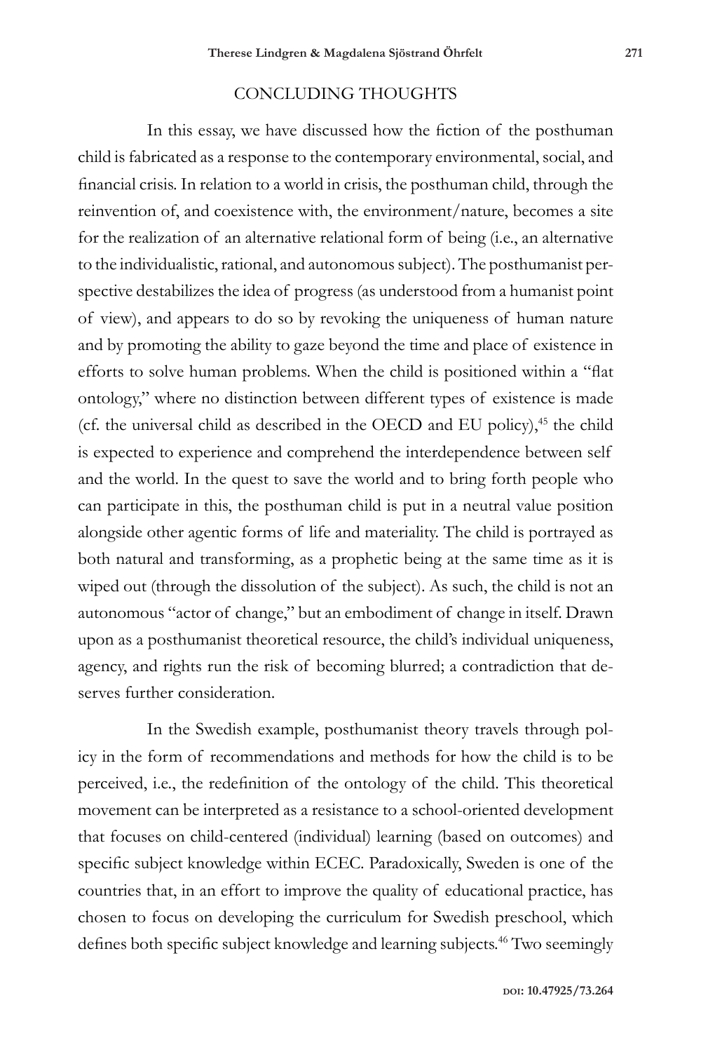## CONCLUDING THOUGHTS

In this essay, we have discussed how the fiction of the posthuman child is fabricated as a response to the contemporary environmental, social, and financial crisis. In relation to a world in crisis, the posthuman child, through the reinvention of, and coexistence with, the environment/nature, becomes a site for the realization of an alternative relational form of being (i.e., an alternative to the individualistic, rational, and autonomous subject). The posthumanist perspective destabilizes the idea of progress (as understood from a humanist point of view), and appears to do so by revoking the uniqueness of human nature and by promoting the ability to gaze beyond the time and place of existence in efforts to solve human problems. When the child is positioned within a "flat ontology," where no distinction between different types of existence is made (cf. the universal child as described in the OECD and EU policy),[45] the child is expected to experience and comprehend the interdependence between self and the world. In the quest to save the world and to bring forth people who can participate in this, the posthuman child is put in a neutral value position alongside other agentic forms of life and materiality. The child is portrayed as both natural and transforming, as a prophetic being at the same time as it is wiped out (through the dissolution of the subject). As such, the child is not an autonomous "actor of change," but an embodiment of change in itself. Drawn upon as a posthumanist theoretical resource, the child's individual uniqueness, agency, and rights run the risk of becoming blurred; a contradiction that deserves further consideration.

In the Swedish example, posthumanist theory travels through policy in the form of recommendations and methods for how the child is to be perceived, i.e., the redefinition of the ontology of the child. This theoretical movement can be interpreted as a resistance to a school-oriented development that focuses on child-centered (individual) learning (based on outcomes) and specific subject knowledge within ECEC. Paradoxically, Sweden is one of the countries that, in an effort to improve the quality of educational practice, has chosen to focus on developing the curriculum for Swedish preschool, which defines both specific subject knowledge and learning subjects.[46] Two seemingly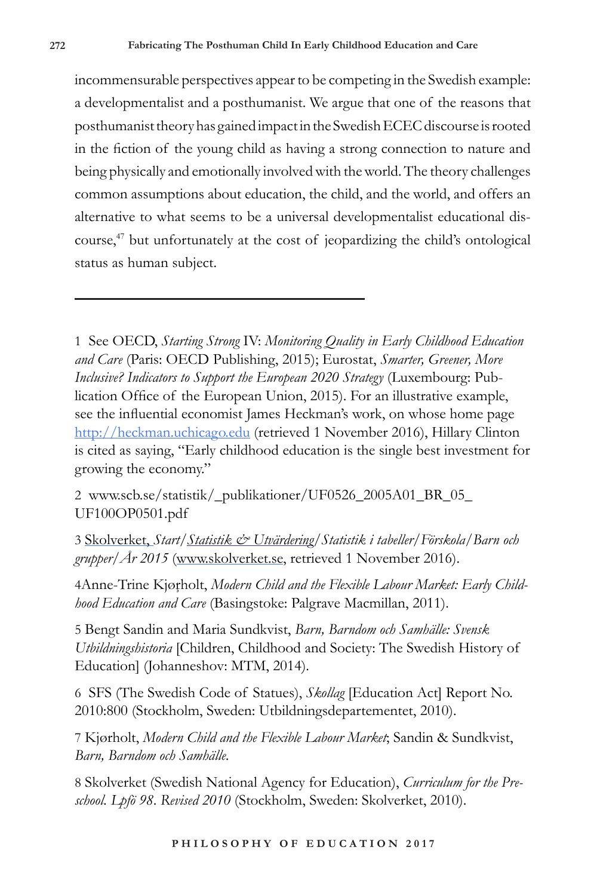incommensurable perspectives appear to be competing in the Swedish example: a developmentalist and a posthumanist. We argue that one of the reasons that posthumanist theory has gained impact in the Swedish ECEC discourse is rooted in the fiction of the young child as having a strong connection to nature and being physically and emotionally involved with the world. The theory challenges common assumptions about education, the child, and the world, and offers an alternative to what seems to be a universal developmentalist educational discourse,[47] but unfortunately at the cost of jeopardizing the child's ontological status as human subject.

---

1 See OECD, *Starting Strong* IV: *Monitoring Quality in Early Childhood Education and Care* (Paris: OECD Publishing, 2015); Eurostat, *Smarter, Greener, More Inclusive? Indicators to Support the European 2020 Strategy* (Luxembourg: Publication Office of the European Union, 2015). For an illustrative example, see the influential economist James Heckman's work, on whose home page http://heckman.uchicago.edu (retrieved 1 November 2016), Hillary Clinton is cited as saying, "Early childhood education is the single best investment for growing the economy."

2 www.scb.se/statistik/_publikationer/UF0526_2005A01_BR_05_UF100OP0501.pdf

3 Skolverket, *Start/Statistik & Utvärdering/Statistik i tabeller/Förskola/Barn och grupper/År 2015* (www.skolverket.se, retrieved 1 November 2016).

4 Anne-Trine Kjørholt, *Modern Child and the Flexible Labour Market: Early Childhood Education and Care* (Basingstoke: Palgrave Macmillan, 2011).

5 Bengt Sandin and Maria Sundkvist, *Barn, Barndom och Samhälle: Svensk Utbildningshistoria* [Children, Childhood and Society: The Swedish History of Education] (Johanneshov: MTM, 2014).

6 SFS (The Swedish Code of Statues), *Skollag* [Education Act] Report No. 2010:800 (Stockholm, Sweden: Utbildningsdepartementet, 2010).

7 Kjørholt, *Modern Child and the Flexible Labour Market*; Sandin & Sundkvist, *Barn, Barndom och Samhälle.*

8 Skolverket (Swedish National Agency for Education), *Curriculum for the Preschool. Lpfö 98. Revised 2010* (Stockholm, Sweden: Skolverket, 2010).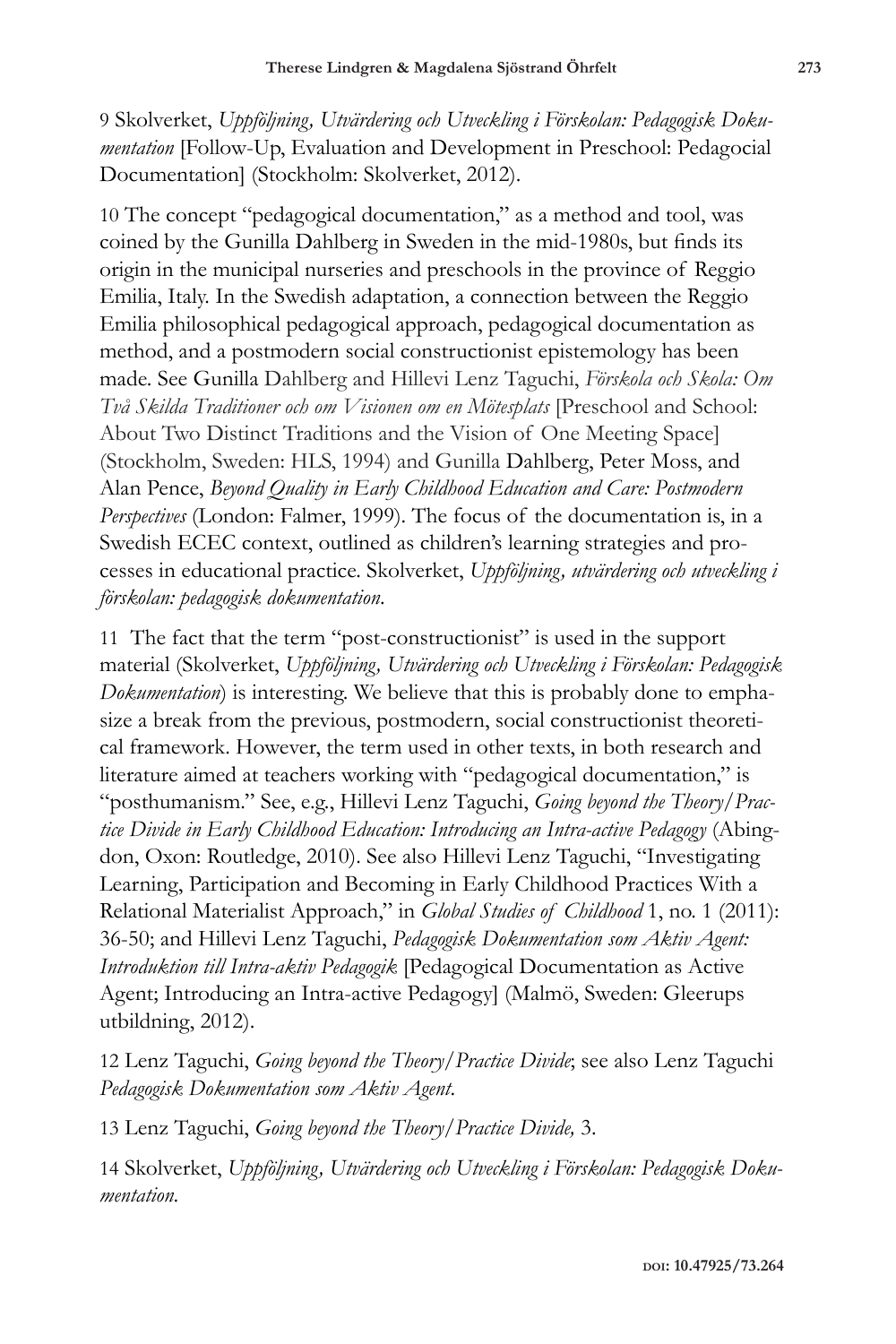9 Skolverket, *Uppföljning, Utvärdering och Utveckling i Förskolan: Pedagogisk Dokumentation* [Follow-Up, Evaluation and Development in Preschool: Pedagocial Documentation] (Stockholm: Skolverket, 2012).

10 The concept "pedagogical documentation," as a method and tool, was coined by the Gunilla Dahlberg in Sweden in the mid-1980s, but finds its origin in the municipal nurseries and preschools in the province of Reggio Emilia, Italy. In the Swedish adaptation, a connection between the Reggio Emilia philosophical pedagogical approach, pedagogical documentation as method, and a postmodern social constructionist epistemology has been made. See Gunilla Dahlberg and Hillevi Lenz Taguchi, *Förskola och Skola: Om Två Skilda Traditioner och om Visionen om en Mötesplats* [Preschool and School: About Two Distinct Traditions and the Vision of One Meeting Space] (Stockholm, Sweden: HLS, 1994) and Gunilla Dahlberg, Peter Moss, and Alan Pence, *Beyond Quality in Early Childhood Education and Care: Postmodern Perspectives* (London: Falmer, 1999). The focus of the documentation is, in a Swedish ECEC context, outlined as children's learning strategies and processes in educational practice. Skolverket, *Uppföljning, utvärdering och utveckling i förskolan: pedagogisk dokumentation*.

11 The fact that the term "post-constructionist" is used in the support material (Skolverket, *Uppföljning, Utvärdering och Utveckling i Förskolan: Pedagogisk Dokumentation*) is interesting. We believe that this is probably done to emphasize a break from the previous, postmodern, social constructionist theoretical framework. However, the term used in other texts, in both research and literature aimed at teachers working with "pedagogical documentation," is "posthumanism." See, e.g., Hillevi Lenz Taguchi, *Going beyond the Theory/Practice Divide in Early Childhood Education: Introducing an Intra-active Pedagogy* (Abingdon, Oxon: Routledge, 2010). See also Hillevi Lenz Taguchi, "Investigating Learning, Participation and Becoming in Early Childhood Practices With a Relational Materialist Approach," in *Global Studies of Childhood* 1, no. 1 (2011): 36-50; and Hillevi Lenz Taguchi, *Pedagogisk Dokumentation som Aktiv Agent: Introduktion till Intra-aktiv Pedagogik* [Pedagogical Documentation as Active Agent; Introducing an Intra-active Pedagogy] (Malmö, Sweden: Gleerups utbildning, 2012).

12 Lenz Taguchi, *Going beyond the Theory/Practice Divide*; see also Lenz Taguchi *Pedagogisk Dokumentation som Aktiv Agent*.

13 Lenz Taguchi, *Going beyond the Theory/Practice Divide,* 3.

14 Skolverket, *Uppföljning, Utvärdering och Utveckling i Förskolan: Pedagogisk Dokumentation.*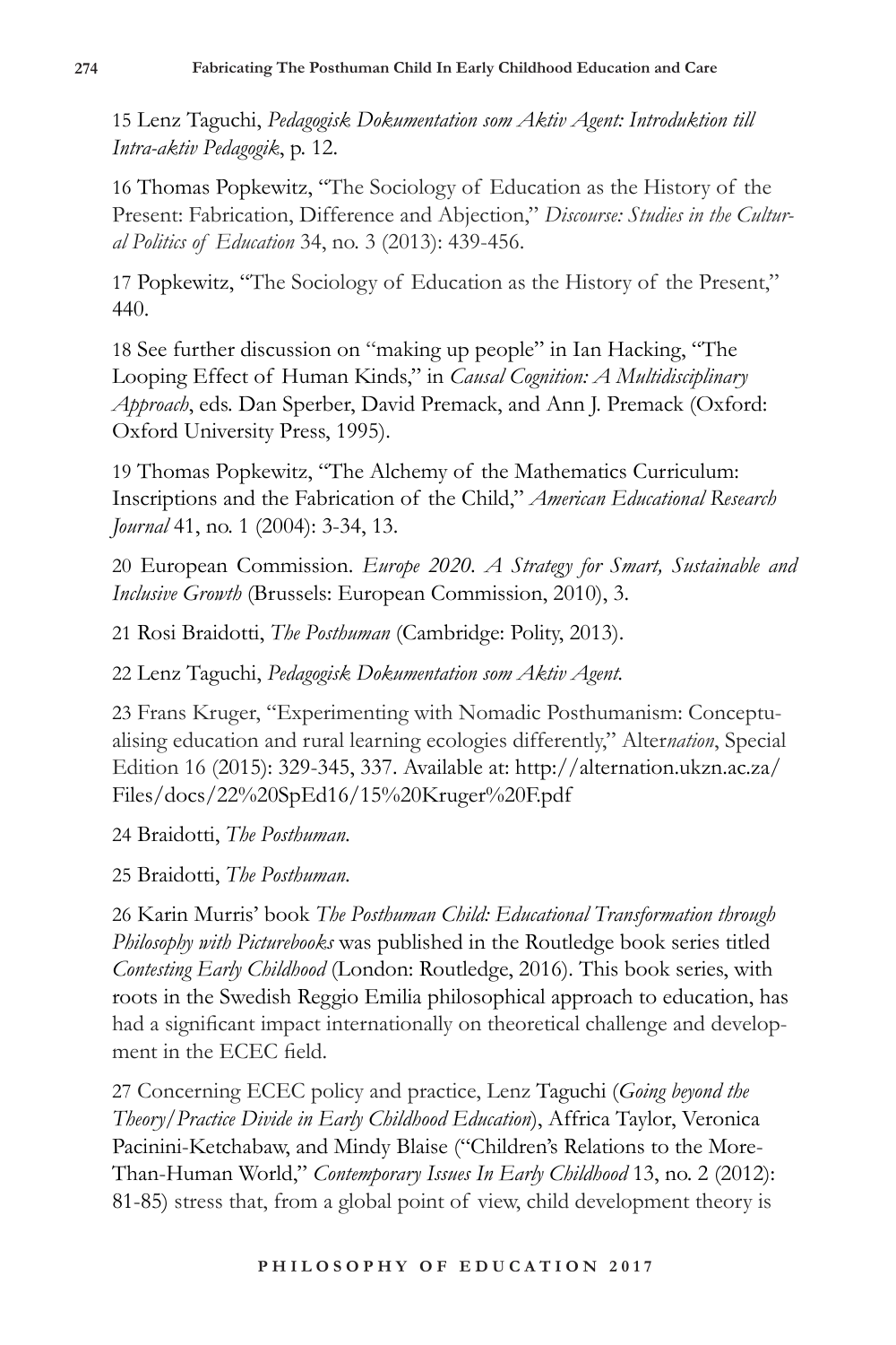15 Lenz Taguchi, *Pedagogisk Dokumentation som Aktiv Agent: Introduktion till Intra-aktiv Pedagogik*, p. 12.

16 Thomas Popkewitz, "The Sociology of Education as the History of the Present: Fabrication, Difference and Abjection," *Discourse: Studies in the Cultural Politics of Education* 34, no. 3 (2013): 439-456.

17 Popkewitz, "The Sociology of Education as the History of the Present," 440.

18 See further discussion on "making up people" in Ian Hacking, "The Looping Effect of Human Kinds," in *Causal Cognition: A Multidisciplinary Approach*, eds. Dan Sperber, David Premack, and Ann J. Premack (Oxford: Oxford University Press, 1995).

19 Thomas Popkewitz, "The Alchemy of the Mathematics Curriculum: Inscriptions and the Fabrication of the Child," *American Educational Research Journal* 41, no. 1 (2004): 3-34, 13.

20 European Commission. *Europe 2020. A Strategy for Smart, Sustainable and Inclusive Growth* (Brussels: European Commission, 2010), 3.

21 Rosi Braidotti, *The Posthuman* (Cambridge: Polity, 2013).

22 Lenz Taguchi, *Pedagogisk Dokumentation som Aktiv Agent.*

23 Frans Kruger, "Experimenting with Nomadic Posthumanism: Conceptualising education and rural learning ecologies differently," Alter*nation*, Special Edition 16 (2015): 329-345, 337. Available at: http://alternation.ukzn.ac.za/Files/docs/22%20SpEd16/15%20Kruger%20F.pdf

24 Braidotti, *The Posthuman.*

25 Braidotti, *The Posthuman.*

26 Karin Murris' book *The Posthuman Child: Educational Transformation through Philosophy with Picturebooks* was published in the Routledge book series titled *Contesting Early Childhood* (London: Routledge, 2016). This book series, with roots in the Swedish Reggio Emilia philosophical approach to education, has had a significant impact internationally on theoretical challenge and development in the ECEC field.

27 Concerning ECEC policy and practice, Lenz Taguchi (*Going beyond the Theory/Practice Divide in Early Childhood Education*), Affrica Taylor, Veronica Pacinini-Ketchabaw, and Mindy Blaise ("Children's Relations to the More-Than-Human World," *Contemporary Issues In Early Childhood* 13, no. 2 (2012): 81-85) stress that, from a global point of view, child development theory is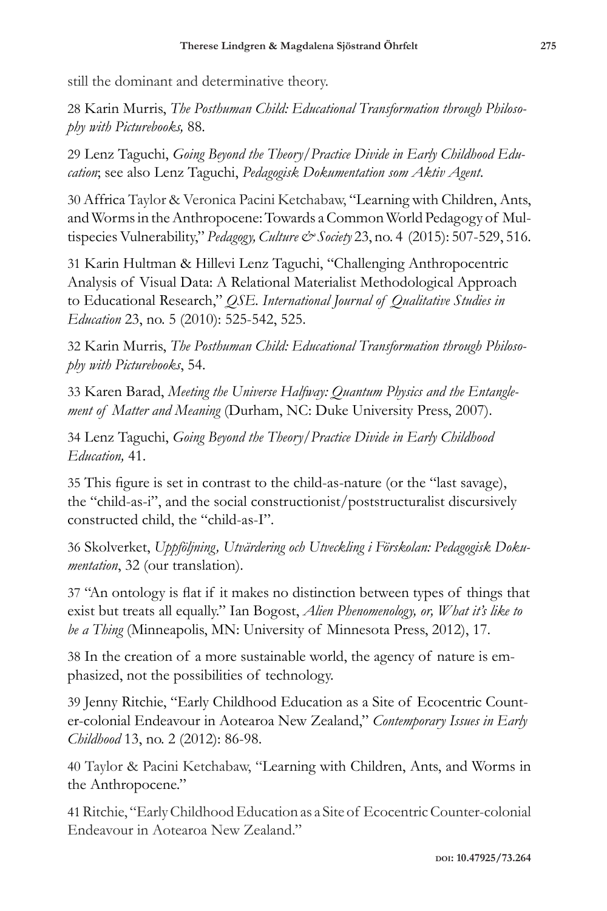still the dominant and determinative theory.

28 Karin Murris, *The Posthuman Child: Educational Transformation through Philosophy with Picturebooks,* 88.

29 Lenz Taguchi, *Going Beyond the Theory/Practice Divide in Early Childhood Education*; see also Lenz Taguchi, *Pedagogisk Dokumentation som Aktiv Agent.*

30 Affrica Taylor & Veronica Pacini Ketchabaw, "Learning with Children, Ants, and Worms in the Anthropocene: Towards a Common World Pedagogy of Multispecies Vulnerability," *Pedagogy, Culture & Society* 23, no. 4 (2015): 507-529, 516.

31 Karin Hultman & Hillevi Lenz Taguchi, "Challenging Anthropocentric Analysis of Visual Data: A Relational Materialist Methodological Approach to Educational Research," *QSE. International Journal of Qualitative Studies in Education* 23, no. 5 (2010): 525-542, 525.

32 Karin Murris, *The Posthuman Child: Educational Transformation through Philosophy with Picturebooks*, 54.

33 Karen Barad, *Meeting the Universe Halfway: Quantum Physics and the Entanglement of Matter and Meaning* (Durham, NC: Duke University Press, 2007).

34 Lenz Taguchi, *Going Beyond the Theory/Practice Divide in Early Childhood Education,* 41.

35 This figure is set in contrast to the child-as-nature (or the "last savage), the "child-as-i", and the social constructionist/poststructuralist discursively constructed child, the "child-as-I".

36 Skolverket, *Uppföljning, Utvärdering och Utveckling i Förskolan: Pedagogisk Dokumentation*, 32 (our translation).

37 "An ontology is flat if it makes no distinction between types of things that exist but treats all equally." Ian Bogost, *Alien Phenomenology, or, What it's like to be a Thing* (Minneapolis, MN: University of Minnesota Press, 2012), 17.

38 In the creation of a more sustainable world, the agency of nature is emphasized, not the possibilities of technology.

39 Jenny Ritchie, "Early Childhood Education as a Site of Ecocentric Counter-colonial Endeavour in Aotearoa New Zealand," *Contemporary Issues in Early Childhood* 13, no. 2 (2012): 86-98.

40 Taylor & Pacini Ketchabaw, "Learning with Children, Ants, and Worms in the Anthropocene."

41 Ritchie, "Early Childhood Education as a Site of Ecocentric Counter-colonial Endeavour in Aotearoa New Zealand."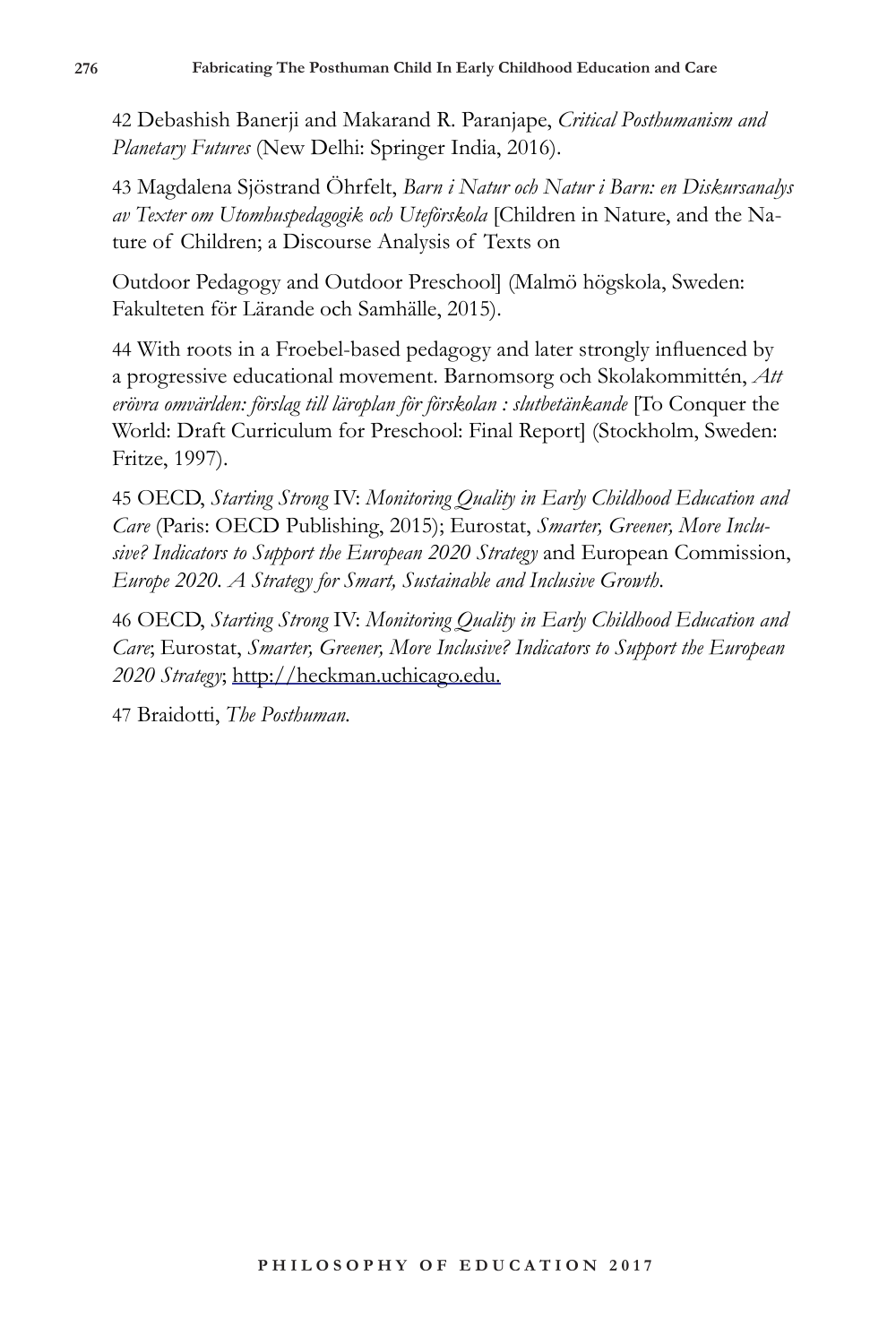42 Debashish Banerji and Makarand R. Paranjape, *Critical Posthumanism and Planetary Futures* (New Delhi: Springer India, 2016).

43 Magdalena Sjöstrand Öhrfelt, *Barn i Natur och Natur i Barn: en Diskursanalys av Texter om Utomhuspedagogik och Uteförskola* [Children in Nature, and the Nature of Children; a Discourse Analysis of Texts on

Outdoor Pedagogy and Outdoor Preschool] (Malmö högskola, Sweden: Fakulteten för Lärande och Samhälle, 2015).

44 With roots in a Froebel-based pedagogy and later strongly influenced by a progressive educational movement. Barnomsorg och Skolakommittén, *Att erövra omvärlden: förslag till läroplan för förskolan : slutbetänkande* [To Conquer the World: Draft Curriculum for Preschool: Final Report] (Stockholm, Sweden: Fritze, 1997).

45 OECD, *Starting Strong* IV: *Monitoring Quality in Early Childhood Education and Care* (Paris: OECD Publishing, 2015); Eurostat, *Smarter, Greener, More Inclusive? Indicators to Support the European 2020 Strategy* and European Commission, *Europe 2020. A Strategy for Smart, Sustainable and Inclusive Growth*.

46 OECD, *Starting Strong* IV: *Monitoring Quality in Early Childhood Education and Care*; Eurostat, *Smarter, Greener, More Inclusive? Indicators to Support the European 2020 Strategy*; http://heckman.uchicago.edu.

47 Braidotti, *The Posthuman.*